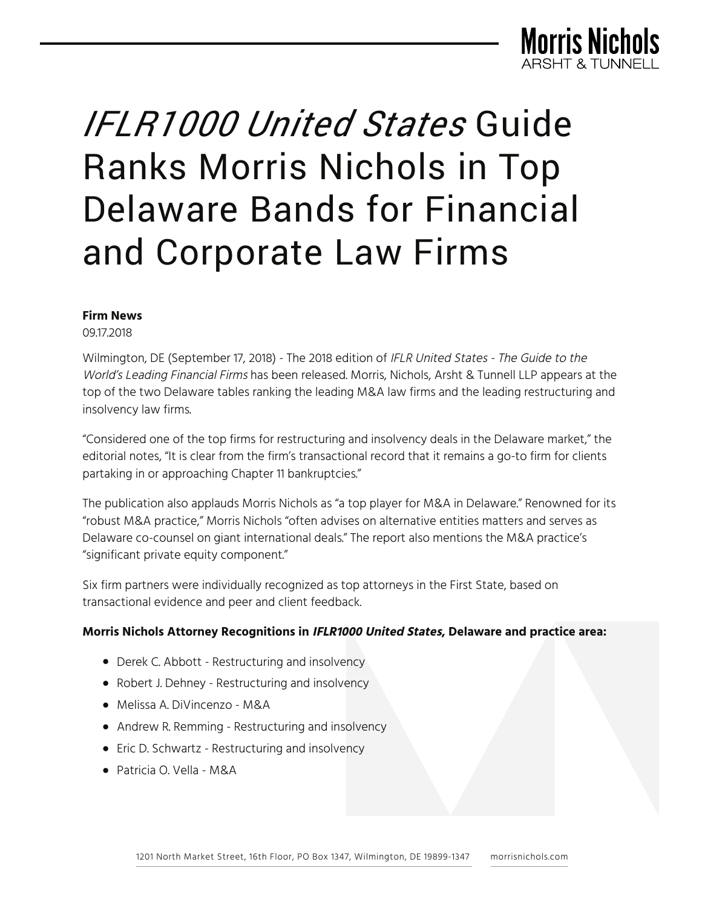# *IFLR1000 United States* Guide Ranks Morris Nichols in Top Delaware Bands for Financial and Corporate Law Firms

**Firm News**

09.17.2018

Wilmington, DE (September 17, 2018) - The 2018 edition of *IFLR United States - The Guide to the World's Leading Financial Firms* has been released. Morris, Nichols, Arsht & Tunnell LLP appears at the top of the two Delaware tables ranking the leading M&A law firms and the leading restructuring and insolvency law firms.

"Considered one of the top firms for restructuring and insolvency deals in the Delaware market," the editorial notes, "It is clear from the firm's transactional record that it remains a go-to firm for clients partaking in or approaching Chapter 11 bankruptcies."

The publication also applauds Morris Nichols as "a top player for M&A in Delaware." Renowned for its "robust M&A practice," Morris Nichols "often advises on alternative entities matters and serves as Delaware co-counsel on giant international deals." The report also mentions the M&A practice's "significant private equity component."

Six firm partners were individually recognized as top attorneys in the First State, based on transactional evidence and peer and client feedback.

**Morris Nichols Attorney Recognitions in *IFLR1000 United States,* Delaware and practice area:**

- Derek C. Abbott - Restructuring and insolvency
- Robert J. Dehney - Restructuring and insolvency
- Melissa A. DiVincenzo - M&A
- Andrew R. Remming - Restructuring and insolvency
- Eric D. Schwartz - Restructuring and insolvency
- Patricia O. Vella - M&A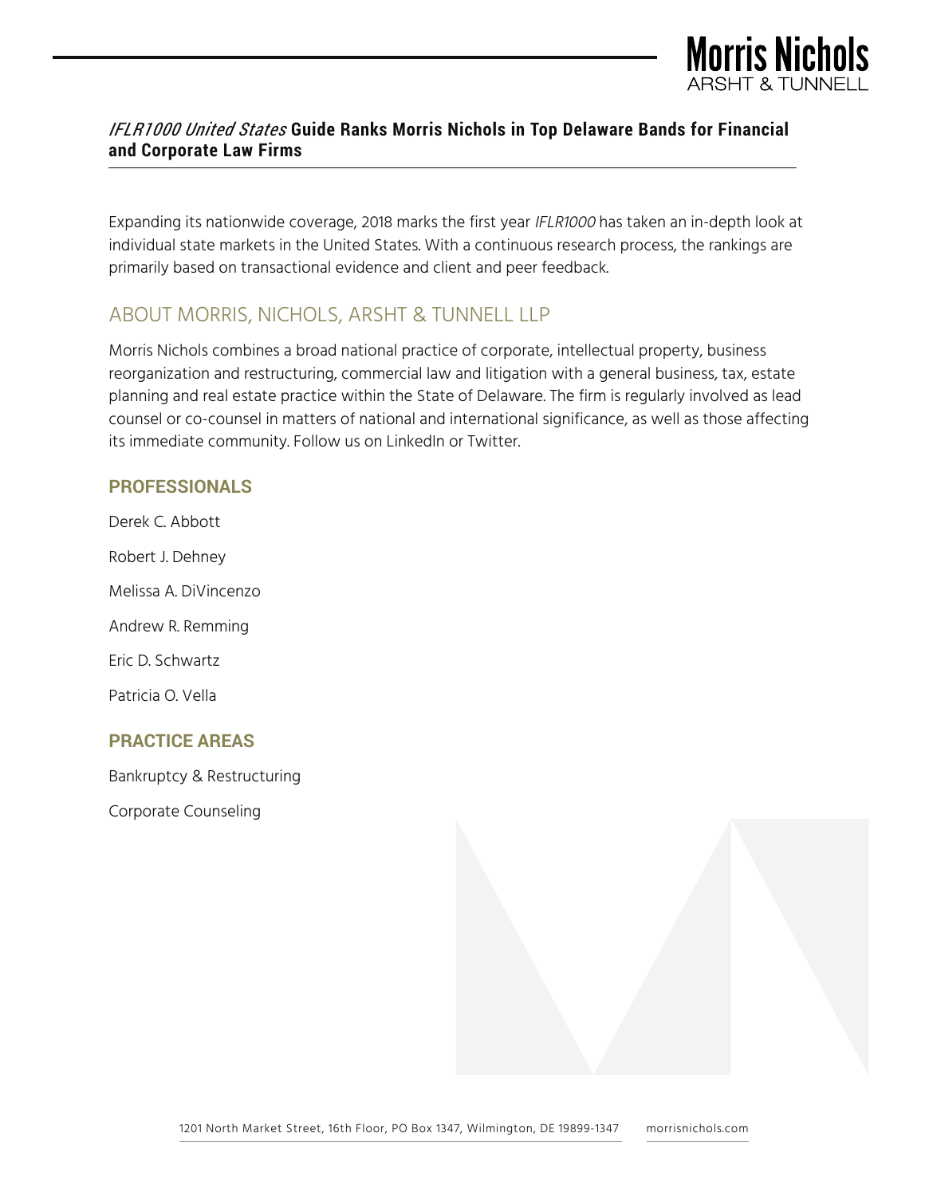## *IFLR1000 United States* Guide Ranks Morris Nichols in Top Delaware Bands for Financial and Corporate Law Firms

Expanding its nationwide coverage, 2018 marks the first year *IFLR1000* has taken an in-depth look at individual state markets in the United States. With a continuous research process, the rankings are primarily based on transactional evidence and client and peer feedback.

## ABOUT MORRIS, NICHOLS, ARSHT & TUNNELL LLP

Morris Nichols combines a broad national practice of corporate, intellectual property, business reorganization and restructuring, commercial law and litigation with a general business, tax, estate planning and real estate practice within the State of Delaware. The firm is regularly involved as lead counsel or co-counsel in matters of national and international significance, as well as those affecting its immediate community. Follow us on LinkedIn or Twitter.

### PROFESSIONALS

Derek C. Abbott

Robert J. Dehney

Melissa A. DiVincenzo

Andrew R. Remming

Eric D. Schwartz

Patricia O. Vella

### PRACTICE AREAS

Bankruptcy & Restructuring

Corporate Counseling